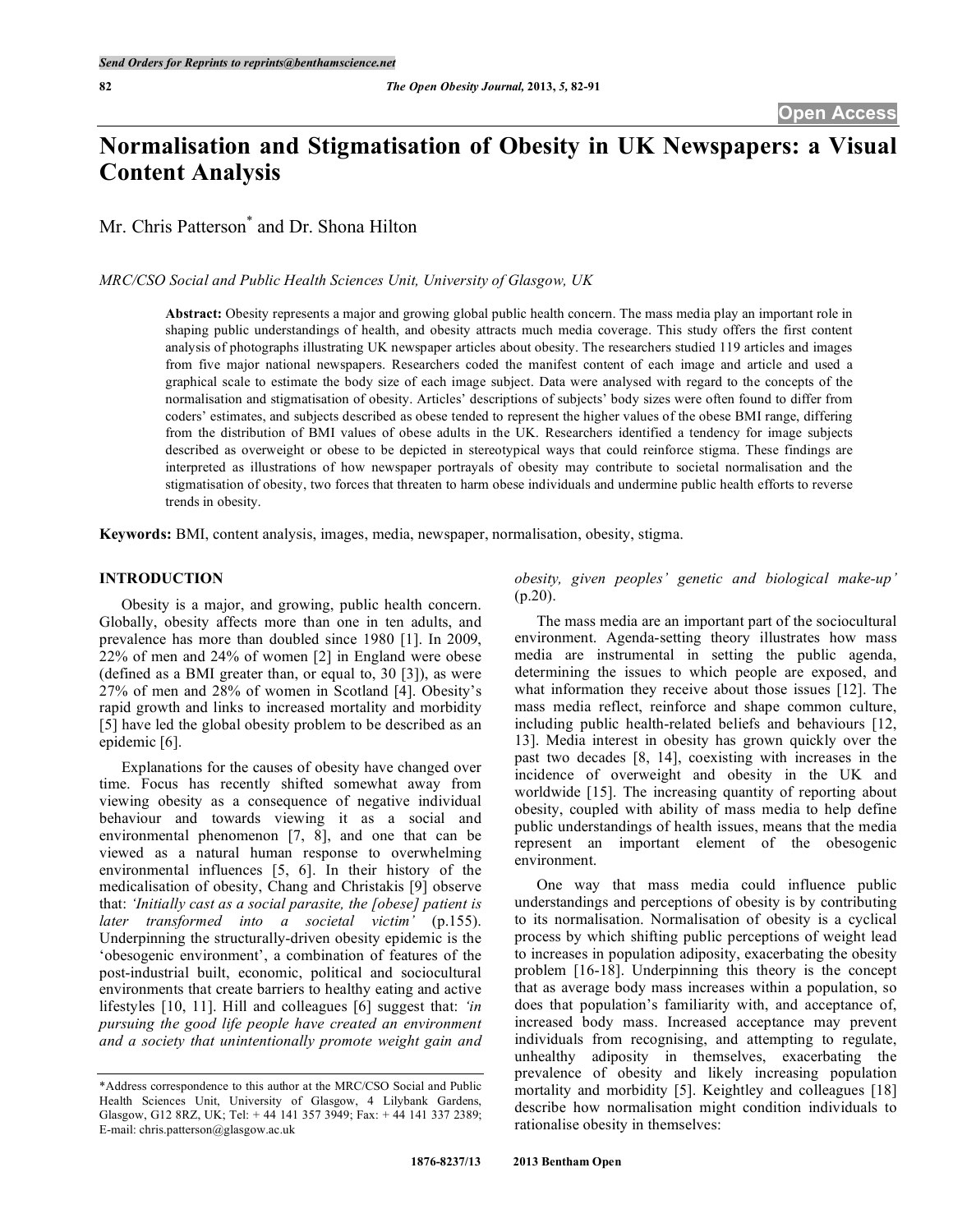# Normalisation and Stigmatisation of Obesity in UK Newspapers: a Visual Content Analysis

Mr. Chris Patterson* and Dr. Shona Hilton

*MRC/CSO Social and Public Health Sciences Unit, University of Glasgow, UK*

**Abstract:** Obesity represents a major and growing global public health concern. The mass media play an important role in shaping public understandings of health, and obesity attracts much media coverage. This study offers the first content analysis of photographs illustrating UK newspaper articles about obesity. The researchers studied 119 articles and images from five major national newspapers. Researchers coded the manifest content of each image and article and used a graphical scale to estimate the body size of each image subject. Data were analysed with regard to the concepts of the normalisation and stigmatisation of obesity. Articles' descriptions of subjects' body sizes were often found to differ from coders' estimates, and subjects described as obese tended to represent the higher values of the obese BMI range, differing from the distribution of BMI values of obese adults in the UK. Researchers identified a tendency for image subjects described as overweight or obese to be depicted in stereotypical ways that could reinforce stigma. These findings are interpreted as illustrations of how newspaper portrayals of obesity may contribute to societal normalisation and the stigmatisation of obesity, two forces that threaten to harm obese individuals and undermine public health efforts to reverse trends in obesity.

**Keywords:** BMI, content analysis, images, media, newspaper, normalisation, obesity, stigma.

## INTRODUCTION

Obesity is a major, and growing, public health concern. Globally, obesity affects more than one in ten adults, and prevalence has more than doubled since 1980 [1]. In 2009, 22% of men and 24% of women [2] in England were obese (defined as a BMI greater than, or equal to, 30 [3]), as were 27% of men and 28% of women in Scotland [4]. Obesity's rapid growth and links to increased mortality and morbidity [5] have led the global obesity problem to be described as an epidemic [6].

Explanations for the causes of obesity have changed over time. Focus has recently shifted somewhat away from viewing obesity as a consequence of negative individual behaviour and towards viewing it as a social and environmental phenomenon [7, 8], and one that can be viewed as a natural human response to overwhelming environmental influences [5, 6]. In their history of the medicalisation of obesity, Chang and Christakis [9] observe that: *'Initially cast as a social parasite, the [obese] patient is later transformed into a societal victim'* (p.155). Underpinning the structurally-driven obesity epidemic is the 'obesogenic environment', a combination of features of the post-industrial built, economic, political and sociocultural environments that create barriers to healthy eating and active lifestyles [10, 11]. Hill and colleagues [6] suggest that: *'in pursuing the good life people have created an environment and a society that unintentionally promote weight gain and obesity, given peoples' genetic and biological make-up'* (p.20).

The mass media are an important part of the sociocultural environment. Agenda-setting theory illustrates how mass media are instrumental in setting the public agenda, determining the issues to which people are exposed, and what information they receive about those issues [12]. The mass media reflect, reinforce and shape common culture, including public health-related beliefs and behaviours [12, 13]. Media interest in obesity has grown quickly over the past two decades [8, 14], coexisting with increases in the incidence of overweight and obesity in the UK and worldwide [15]. The increasing quantity of reporting about obesity, coupled with ability of mass media to help define public understandings of health issues, means that the media represent an important element of the obesogenic environment.

One way that mass media could influence public understandings and perceptions of obesity is by contributing to its normalisation. Normalisation of obesity is a cyclical process by which shifting public perceptions of weight lead to increases in population adiposity, exacerbating the obesity problem [16-18]. Underpinning this theory is the concept that as average body mass increases within a population, so does that population's familiarity with, and acceptance of, increased body mass. Increased acceptance may prevent individuals from recognising, and attempting to regulate, unhealthy adiposity in themselves, exacerbating the prevalence of obesity and likely increasing population mortality and morbidity [5]. Keightley and colleagues [18] describe how normalisation might condition individuals to rationalise obesity in themselves:

*Address correspondence to this author at the MRC/CSO Social and Public Health Sciences Unit, University of Glasgow, 4 Lilybank Gardens, Glasgow, G12 8RZ, UK; Tel: + 44 141 357 3949; Fax: + 44 141 337 2389; E-mail: chris.patterson@glasgow.ac.uk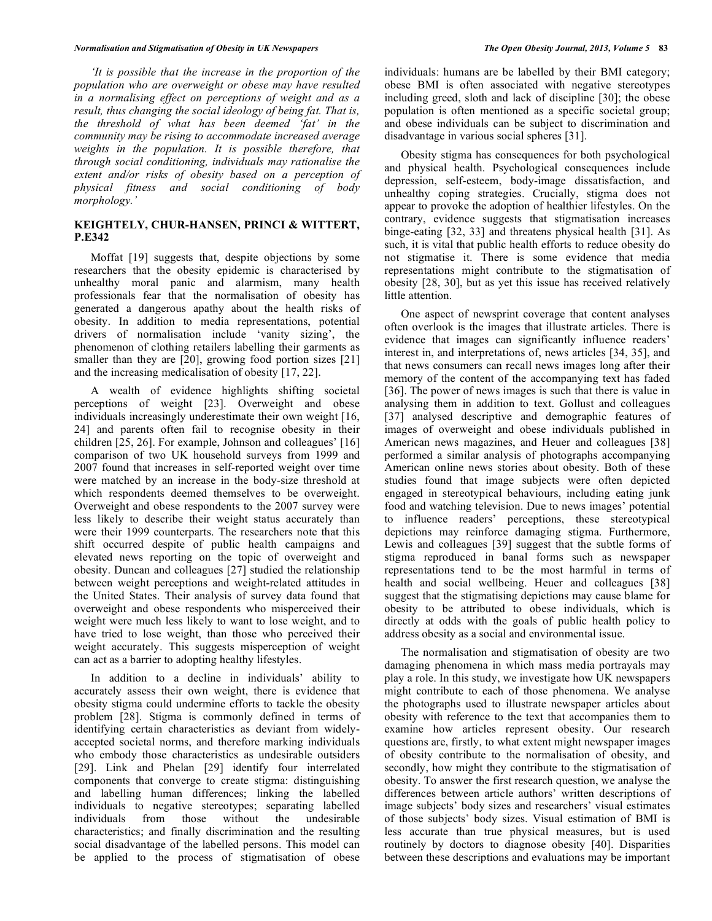*'It is possible that the increase in the proportion of the population who are overweight or obese may have resulted in a normalising effect on perceptions of weight and as a result, thus changing the social ideology of being fat. That is, the threshold of what has been deemed 'fat' in the community may be rising to accommodate increased average weights in the population. It is possible therefore, that through social conditioning, individuals may rationalise the extent and/or risks of obesity based on a perception of physical fitness and social conditioning of body morphology.'*

## KEIGHTELY, CHUR-HANSEN, PRINCI & WITTERT, P.E342

Moffat [19] suggests that, despite objections by some researchers that the obesity epidemic is characterised by unhealthy moral panic and alarmism, many health professionals fear that the normalisation of obesity has generated a dangerous apathy about the health risks of obesity. In addition to media representations, potential drivers of normalisation include 'vanity sizing', the phenomenon of clothing retailers labelling their garments as smaller than they are [20], growing food portion sizes [21] and the increasing medicalisation of obesity [17, 22].

A wealth of evidence highlights shifting societal perceptions of weight [23]. Overweight and obese individuals increasingly underestimate their own weight [16, 24] and parents often fail to recognise obesity in their children [25, 26]. For example, Johnson and colleagues' [16] comparison of two UK household surveys from 1999 and 2007 found that increases in self-reported weight over time were matched by an increase in the body-size threshold at which respondents deemed themselves to be overweight. Overweight and obese respondents to the 2007 survey were less likely to describe their weight status accurately than were their 1999 counterparts. The researchers note that this shift occurred despite of public health campaigns and elevated news reporting on the topic of overweight and obesity. Duncan and colleagues [27] studied the relationship between weight perceptions and weight-related attitudes in the United States. Their analysis of survey data found that overweight and obese respondents who misperceived their weight were much less likely to want to lose weight, and to have tried to lose weight, than those who perceived their weight accurately. This suggests misperception of weight can act as a barrier to adopting healthy lifestyles.

In addition to a decline in individuals' ability to accurately assess their own weight, there is evidence that obesity stigma could undermine efforts to tackle the obesity problem [28]. Stigma is commonly defined in terms of identifying certain characteristics as deviant from widely-accepted societal norms, and therefore marking individuals who embody those characteristics as undesirable outsiders [29]. Link and Phelan [29] identify four interrelated components that converge to create stigma: distinguishing and labelling human differences; linking the labelled individuals to negative stereotypes; separating labelled individuals from those without the undesirable characteristics; and finally discrimination and the resulting social disadvantage of the labelled persons. This model can be applied to the process of stigmatisation of obese individuals: humans are be labelled by their BMI category; obese BMI is often associated with negative stereotypes including greed, sloth and lack of discipline [30]; the obese population is often mentioned as a specific societal group; and obese individuals can be subject to discrimination and disadvantage in various social spheres [31].

Obesity stigma has consequences for both psychological and physical health. Psychological consequences include depression, self-esteem, body-image dissatisfaction, and unhealthy coping strategies. Crucially, stigma does not appear to provoke the adoption of healthier lifestyles. On the contrary, evidence suggests that stigmatisation increases binge-eating [32, 33] and threatens physical health [31]. As such, it is vital that public health efforts to reduce obesity do not stigmatise it. There is some evidence that media representations might contribute to the stigmatisation of obesity [28, 30], but as yet this issue has received relatively little attention.

One aspect of newsprint coverage that content analyses often overlook is the images that illustrate articles. There is evidence that images can significantly influence readers' interest in, and interpretations of, news articles [34, 35], and that news consumers can recall news images long after their memory of the content of the accompanying text has faded [36]. The power of news images is such that there is value in analysing them in addition to text. Gollust and colleagues [37] analysed descriptive and demographic features of images of overweight and obese individuals published in American news magazines, and Heuer and colleagues [38] performed a similar analysis of photographs accompanying American online news stories about obesity. Both of these studies found that image subjects were often depicted engaged in stereotypical behaviours, including eating junk food and watching television. Due to news images' potential to influence readers' perceptions, these stereotypical depictions may reinforce damaging stigma. Furthermore, Lewis and colleagues [39] suggest that the subtle forms of stigma reproduced in banal forms such as newspaper representations tend to be the most harmful in terms of health and social wellbeing. Heuer and colleagues [38] suggest that the stigmatising depictions may cause blame for obesity to be attributed to obese individuals, which is directly at odds with the goals of public health policy to address obesity as a social and environmental issue.

The normalisation and stigmatisation of obesity are two damaging phenomena in which mass media portrayals may play a role. In this study, we investigate how UK newspapers might contribute to each of those phenomena. We analyse the photographs used to illustrate newspaper articles about obesity with reference to the text that accompanies them to examine how articles represent obesity. Our research questions are, firstly, to what extent might newspaper images of obesity contribute to the normalisation of obesity, and secondly, how might they contribute to the stigmatisation of obesity. To answer the first research question, we analyse the differences between article authors' written descriptions of image subjects' body sizes and researchers' visual estimates of those subjects' body sizes. Visual estimation of BMI is less accurate than true physical measures, but is used routinely by doctors to diagnose obesity [40]. Disparities between these descriptions and evaluations may be important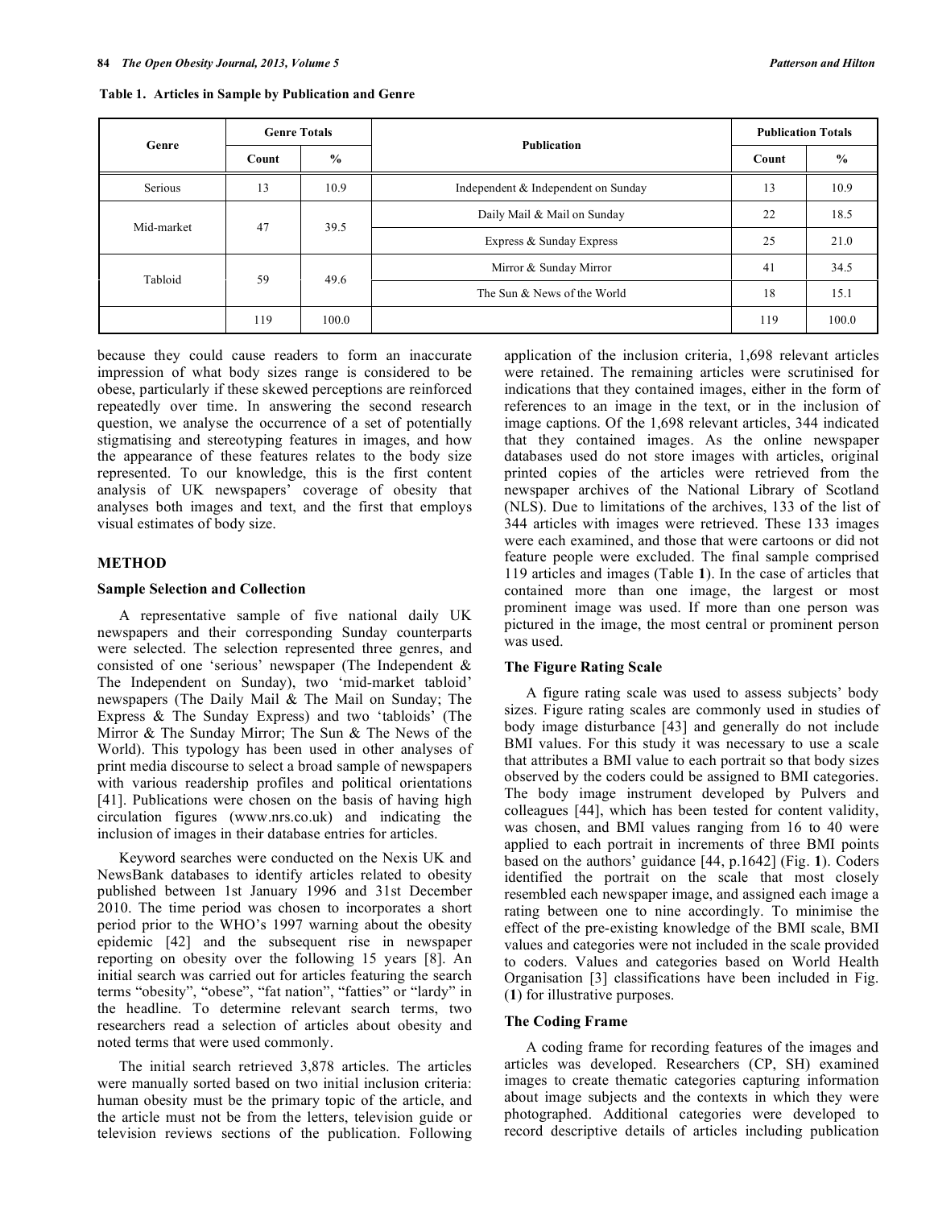**Table 1. Articles in Sample by Publication and Genre**

| Genre | Genre Totals | | Publication | Publication Totals | |
|---|---|---|---|---|---|
| | Count | % | | Count | % |
| Serious | 13 | 10.9 | Independent & Independent on Sunday | 13 | 10.9 |
| Mid-market | 47 | 39.5 | Daily Mail & Mail on Sunday | 22 | 18.5 |
| | | | Express & Sunday Express | 25 | 21.0 |
| Tabloid | 59 | 49.6 | Mirror & Sunday Mirror | 41 | 34.5 |
| | | | The Sun & News of the World | 18 | 15.1 |
| | 119 | 100.0 | | 119 | 100.0 |

because they could cause readers to form an inaccurate impression of what body sizes range is considered to be obese, particularly if these skewed perceptions are reinforced repeatedly over time. In answering the second research question, we analyse the occurrence of a set of potentially stigmatising and stereotyping features in images, and how the appearance of these features relates to the body size represented. To our knowledge, this is the first content analysis of UK newspapers' coverage of obesity that analyses both images and text, and the first that employs visual estimates of body size.

## METHOD

### Sample Selection and Collection

A representative sample of five national daily UK newspapers and their corresponding Sunday counterparts were selected. The selection represented three genres, and consisted of one 'serious' newspaper (The Independent & The Independent on Sunday), two 'mid-market tabloid' newspapers (The Daily Mail & The Mail on Sunday; The Express & The Sunday Express) and two 'tabloids' (The Mirror & The Sunday Mirror; The Sun & The News of the World). This typology has been used in other analyses of print media discourse to select a broad sample of newspapers with various readership profiles and political orientations [41]. Publications were chosen on the basis of having high circulation figures (www.nrs.co.uk) and indicating the inclusion of images in their database entries for articles.

Keyword searches were conducted on the Nexis UK and NewsBank databases to identify articles related to obesity published between 1st January 1996 and 31st December 2010. The time period was chosen to incorporates a short period prior to the WHO's 1997 warning about the obesity epidemic [42] and the subsequent rise in newspaper reporting on obesity over the following 15 years [8]. An initial search was carried out for articles featuring the search terms "obesity", "obese", "fat nation", "fatties" or "lardy" in the headline. To determine relevant search terms, two researchers read a selection of articles about obesity and noted terms that were used commonly.

The initial search retrieved 3,878 articles. The articles were manually sorted based on two initial inclusion criteria: human obesity must be the primary topic of the article, and the article must not be from the letters, television guide or television reviews sections of the publication. Following application of the inclusion criteria, 1,698 relevant articles were retained. The remaining articles were scrutinised for indications that they contained images, either in the form of references to an image in the text, or in the inclusion of image captions. Of the 1,698 relevant articles, 344 indicated that they contained images. As the online newspaper databases used do not store images with articles, original printed copies of the articles were retrieved from the newspaper archives of the National Library of Scotland (NLS). Due to limitations of the archives, 133 of the list of 344 articles with images were retrieved. These 133 images were each examined, and those that were cartoons or did not feature people were excluded. The final sample comprised 119 articles and images (Table **1**). In the case of articles that contained more than one image, the largest or most prominent image was used. If more than one person was pictured in the image, the most central or prominent person was used.

### The Figure Rating Scale

A figure rating scale was used to assess subjects' body sizes. Figure rating scales are commonly used in studies of body image disturbance [43] and generally do not include BMI values. For this study it was necessary to use a scale that attributes a BMI value to each portrait so that body sizes observed by the coders could be assigned to BMI categories. The body image instrument developed by Pulvers and colleagues [44], which has been tested for content validity, was chosen, and BMI values ranging from 16 to 40 were applied to each portrait in increments of three BMI points based on the authors' guidance [44, p.1642] (Fig. **1**). Coders identified the portrait on the scale that most closely resembled each newspaper image, and assigned each image a rating between one to nine accordingly. To minimise the effect of the pre-existing knowledge of the BMI scale, BMI values and categories were not included in the scale provided to coders. Values and categories based on World Health Organisation [3] classifications have been included in Fig. (**1**) for illustrative purposes.

### The Coding Frame

A coding frame for recording features of the images and articles was developed. Researchers (CP, SH) examined images to create thematic categories capturing information about image subjects and the contexts in which they were photographed. Additional categories were developed to record descriptive details of articles including publication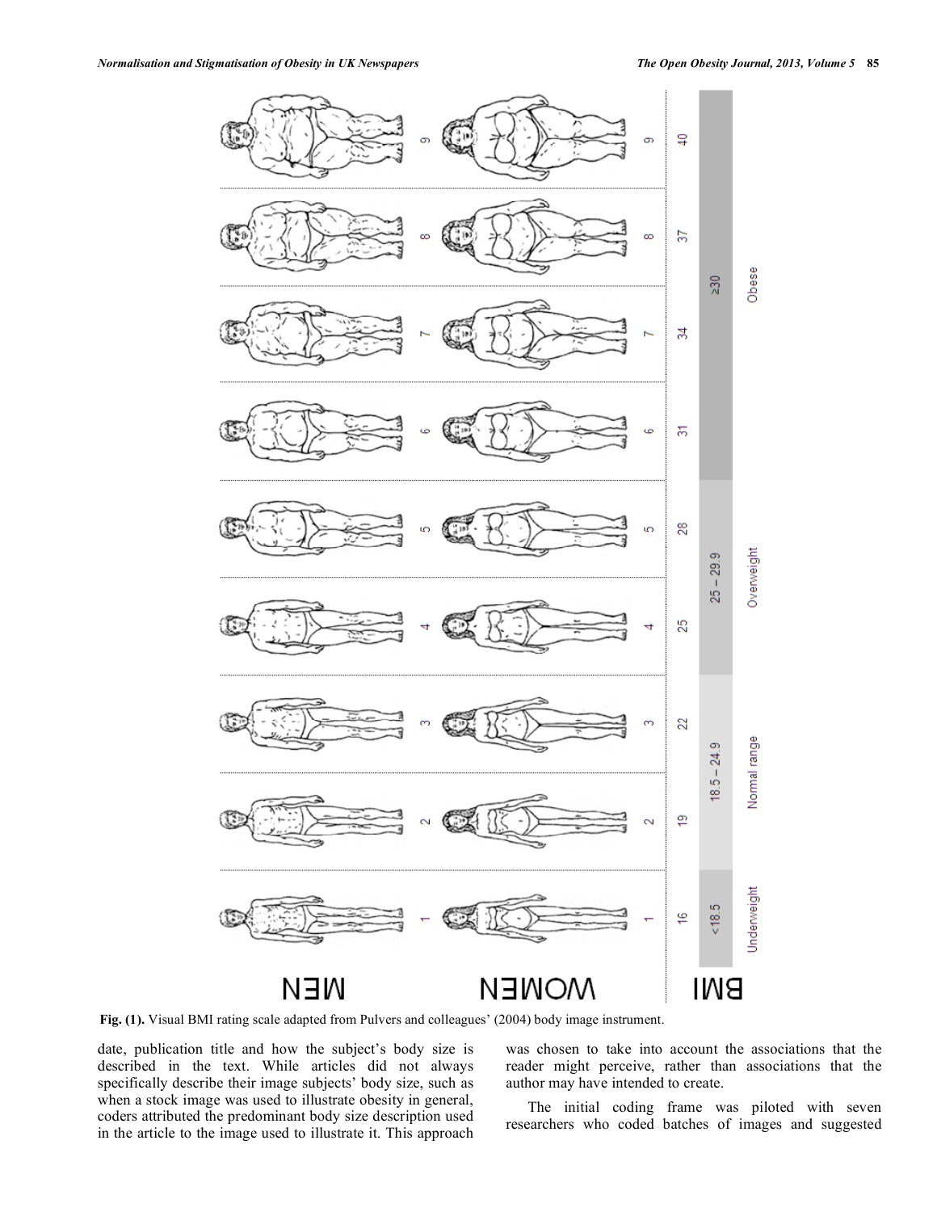**Fig. (1).** Visual BMI rating scale adapted from Pulvers and colleagues' (2004) body image instrument.

date, publication title and how the subject's body size is described in the text. While articles did not always specifically describe their image subjects' body size, such as when a stock image was used to illustrate obesity in general, coders attributed the predominant body size description used in the article to the image used to illustrate it. This approach was chosen to take into account the associations that the reader might perceive, rather than associations that the author may have intended to create.

The initial coding frame was piloted with seven researchers who coded batches of images and suggested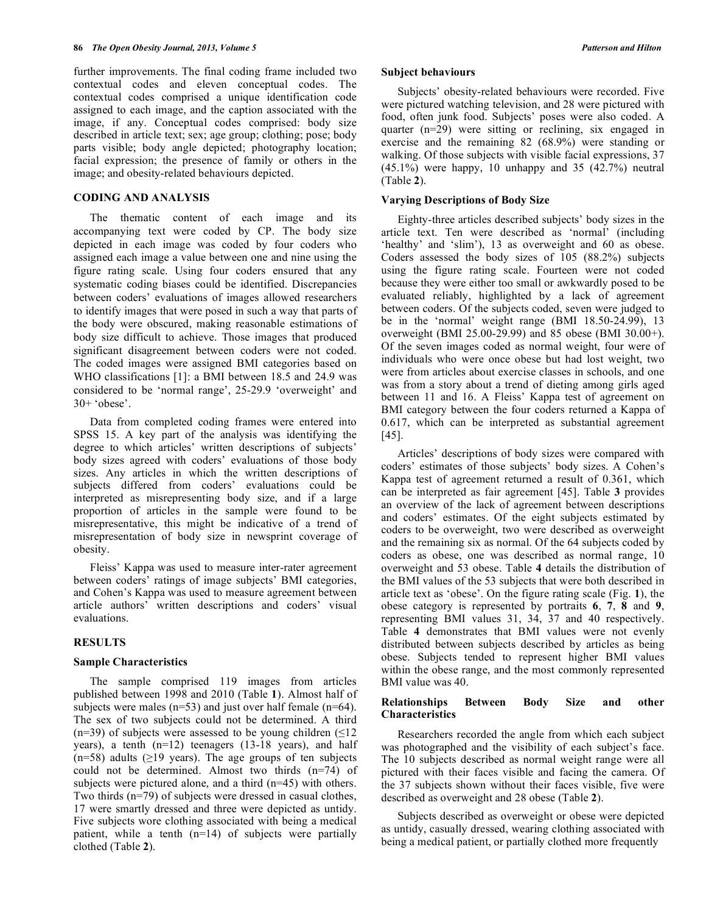further improvements. The final coding frame included two contextual codes and eleven conceptual codes. The contextual codes comprised a unique identification code assigned to each image, and the caption associated with the image, if any. Conceptual codes comprised: body size described in article text; sex; age group; clothing; pose; body parts visible; body angle depicted; photography location; facial expression; the presence of family or others in the image; and obesity-related behaviours depicted.

## CODING AND ANALYSIS

The thematic content of each image and its accompanying text were coded by CP. The body size depicted in each image was coded by four coders who assigned each image a value between one and nine using the figure rating scale. Using four coders ensured that any systematic coding biases could be identified. Discrepancies between coders' evaluations of images allowed researchers to identify images that were posed in such a way that parts of the body were obscured, making reasonable estimations of body size difficult to achieve. Those images that produced significant disagreement between coders were not coded. The coded images were assigned BMI categories based on WHO classifications [1]: a BMI between 18.5 and 24.9 was considered to be 'normal range', 25-29.9 'overweight' and 30+ 'obese'.

Data from completed coding frames were entered into SPSS 15. A key part of the analysis was identifying the degree to which articles' written descriptions of subjects' body sizes agreed with coders' evaluations of those body sizes. Any articles in which the written descriptions of subjects differed from coders' evaluations could be interpreted as misrepresenting body size, and if a large proportion of articles in the sample were found to be misrepresentative, this might be indicative of a trend of misrepresentation of body size in newsprint coverage of obesity.

Fleiss' Kappa was used to measure inter-rater agreement between coders' ratings of image subjects' BMI categories, and Cohen's Kappa was used to measure agreement between article authors' written descriptions and coders' visual evaluations.

## RESULTS

### Sample Characteristics

The sample comprised 119 images from articles published between 1998 and 2010 (Table **1**). Almost half of subjects were males (n=53) and just over half female (n=64). The sex of two subjects could not be determined. A third (n=39) of subjects were assessed to be young children (≤12 years), a tenth (n=12) teenagers (13-18 years), and half (n=58) adults (≥19 years). The age groups of ten subjects could not be determined. Almost two thirds (n=74) of subjects were pictured alone, and a third (n=45) with others. Two thirds (n=79) of subjects were dressed in casual clothes, 17 were smartly dressed and three were depicted as untidy. Five subjects wore clothing associated with being a medical patient, while a tenth (n=14) of subjects were partially clothed (Table **2**).

### Subject behaviours

Subjects' obesity-related behaviours were recorded. Five were pictured watching television, and 28 were pictured with food, often junk food. Subjects' poses were also coded. A quarter (n=29) were sitting or reclining, six engaged in exercise and the remaining 82 (68.9%) were standing or walking. Of those subjects with visible facial expressions, 37 (45.1%) were happy, 10 unhappy and 35 (42.7%) neutral (Table **2**).

### Varying Descriptions of Body Size

Eighty-three articles described subjects' body sizes in the article text. Ten were described as 'normal' (including 'healthy' and 'slim'), 13 as overweight and 60 as obese. Coders assessed the body sizes of 105 (88.2%) subjects using the figure rating scale. Fourteen were not coded because they were either too small or awkwardly posed to be evaluated reliably, highlighted by a lack of agreement between coders. Of the subjects coded, seven were judged to be in the 'normal' weight range (BMI 18.50-24.99), 13 overweight (BMI 25.00-29.99) and 85 obese (BMI 30.00+). Of the seven images coded as normal weight, four were of individuals who were once obese but had lost weight, two were from articles about exercise classes in schools, and one was from a story about a trend of dieting among girls aged between 11 and 16. A Fleiss' Kappa test of agreement on BMI category between the four coders returned a Kappa of 0.617, which can be interpreted as substantial agreement [45].

Articles' descriptions of body sizes were compared with coders' estimates of those subjects' body sizes. A Cohen's Kappa test of agreement returned a result of 0.361, which can be interpreted as fair agreement [45]. Table **3** provides an overview of the lack of agreement between descriptions and coders' estimates. Of the eight subjects estimated by coders to be overweight, two were described as overweight and the remaining six as normal. Of the 64 subjects coded by coders as obese, one was described as normal range, 10 overweight and 53 obese. Table **4** details the distribution of the BMI values of the 53 subjects that were both described in article text as 'obese'. On the figure rating scale (Fig. **1**), the obese category is represented by portraits **6**, **7**, **8** and **9**, representing BMI values 31, 34, 37 and 40 respectively. Table **4** demonstrates that BMI values were not evenly distributed between subjects described by articles as being obese. Subjects tended to represent higher BMI values within the obese range, and the most commonly represented BMI value was 40.

### Relationships Between Body Size and other Characteristics

Researchers recorded the angle from which each subject was photographed and the visibility of each subject's face. The 10 subjects described as normal weight range were all pictured with their faces visible and facing the camera. Of the 37 subjects shown without their faces visible, five were described as overweight and 28 obese (Table **2**).

Subjects described as overweight or obese were depicted as untidy, casually dressed, wearing clothing associated with being a medical patient, or partially clothed more frequently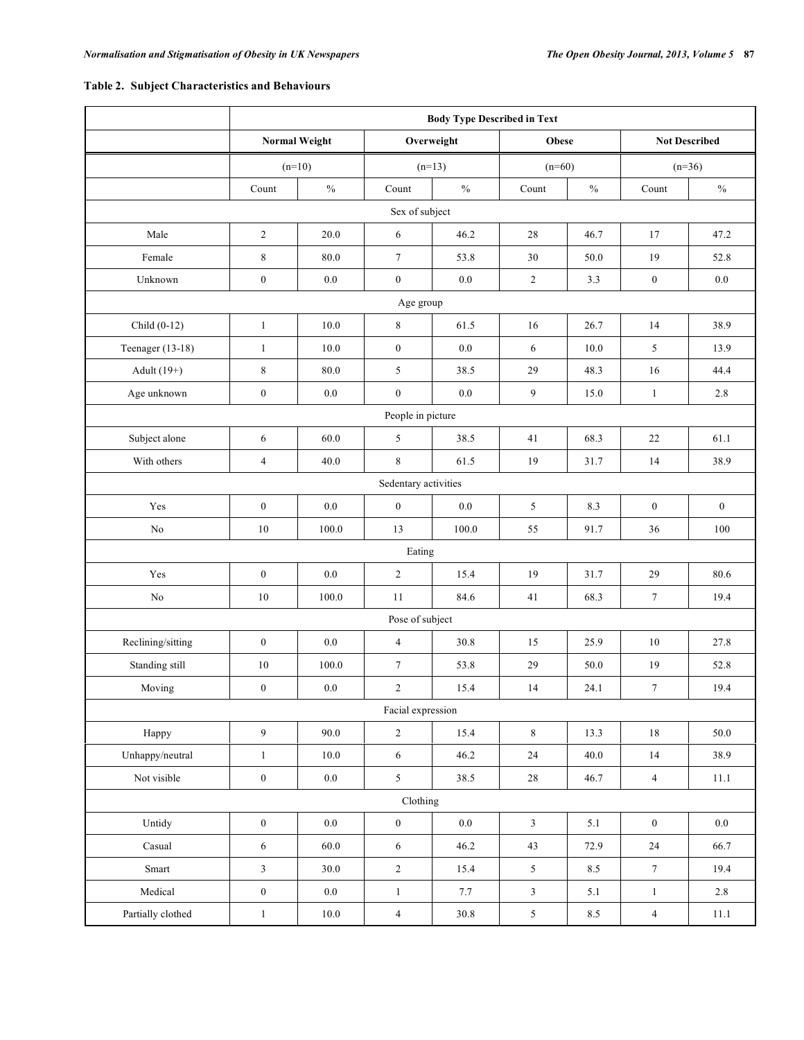**Table 2. Subject Characteristics and Behaviours**

| | Body Type Described in Text | | | | | | | |
|---|---|---|---|---|---|---|---|---|
| | Normal Weight | | Overweight | | Obese | | Not Described | |
| | (n=10) | | (n=13) | | (n=60) | | (n=36) | |
| | Count | % | Count | % | Count | % | Count | % |
| Sex of subject | | | | | | | | |
| Male | 2 | 20.0 | 6 | 46.2 | 28 | 46.7 | 17 | 47.2 |
| Female | 8 | 80.0 | 7 | 53.8 | 30 | 50.0 | 19 | 52.8 |
| Unknown | 0 | 0.0 | 0 | 0.0 | 2 | 3.3 | 0 | 0.0 |
| Age group | | | | | | | | |
| Child (0-12) | 1 | 10.0 | 8 | 61.5 | 16 | 26.7 | 14 | 38.9 |
| Teenager (13-18) | 1 | 10.0 | 0 | 0.0 | 6 | 10.0 | 5 | 13.9 |
| Adult (19+) | 8 | 80.0 | 5 | 38.5 | 29 | 48.3 | 16 | 44.4 |
| Age unknown | 0 | 0.0 | 0 | 0.0 | 9 | 15.0 | 1 | 2.8 |
| People in picture | | | | | | | | |
| Subject alone | 6 | 60.0 | 5 | 38.5 | 41 | 68.3 | 22 | 61.1 |
| With others | 4 | 40.0 | 8 | 61.5 | 19 | 31.7 | 14 | 38.9 |
| Sedentary activities | | | | | | | | |
| Yes | 0 | 0.0 | 0 | 0.0 | 5 | 8.3 | 0 | 0 |
| No | 10 | 100.0 | 13 | 100.0 | 55 | 91.7 | 36 | 100 |
| Eating | | | | | | | | |
| Yes | 0 | 0.0 | 2 | 15.4 | 19 | 31.7 | 29 | 80.6 |
| No | 10 | 100.0 | 11 | 84.6 | 41 | 68.3 | 7 | 19.4 |
| Pose of subject | | | | | | | | |
| Reclining/sitting | 0 | 0.0 | 4 | 30.8 | 15 | 25.9 | 10 | 27.8 |
| Standing still | 10 | 100.0 | 7 | 53.8 | 29 | 50.0 | 19 | 52.8 |
| Moving | 0 | 0.0 | 2 | 15.4 | 14 | 24.1 | 7 | 19.4 |
| Facial expression | | | | | | | | |
| Happy | 9 | 90.0 | 2 | 15.4 | 8 | 13.3 | 18 | 50.0 |
| Unhappy/neutral | 1 | 10.0 | 6 | 46.2 | 24 | 40.0 | 14 | 38.9 |
| Not visible | 0 | 0.0 | 5 | 38.5 | 28 | 46.7 | 4 | 11.1 |
| Clothing | | | | | | | | |
| Untidy | 0 | 0.0 | 0 | 0.0 | 3 | 5.1 | 0 | 0.0 |
| Casual | 6 | 60.0 | 6 | 46.2 | 43 | 72.9 | 24 | 66.7 |
| Smart | 3 | 30.0 | 2 | 15.4 | 5 | 8.5 | 7 | 19.4 |
| Medical | 0 | 0.0 | 1 | 7.7 | 3 | 5.1 | 1 | 2.8 |
| Partially clothed | 1 | 10.0 | 4 | 30.8 | 5 | 8.5 | 4 | 11.1 |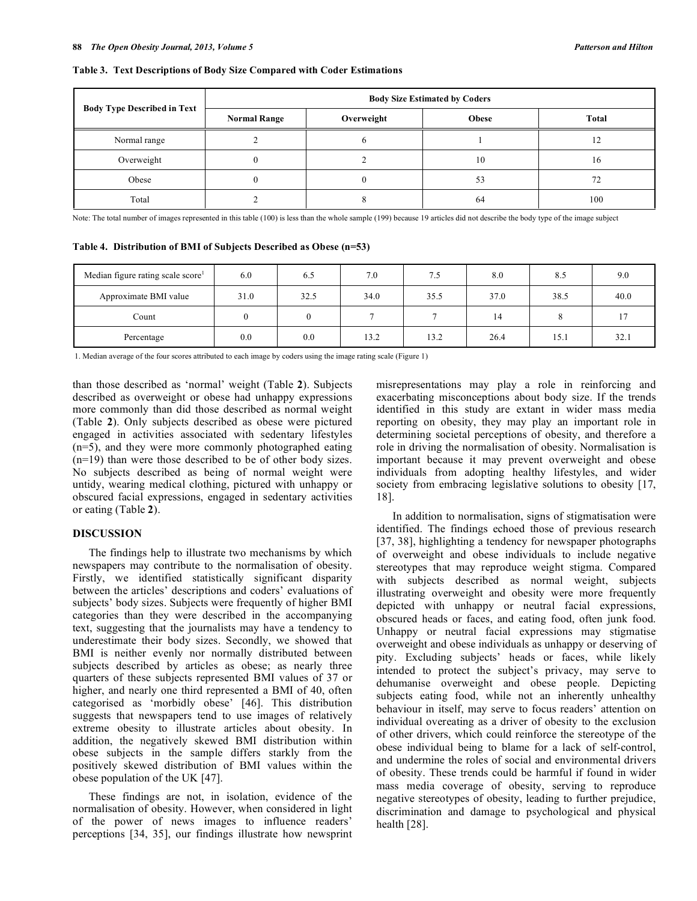**Table 3. Text Descriptions of Body Size Compared with Coder Estimations**

| Body Type Described in Text | Body Size Estimated by Coders | | | |
|---|---|---|---|---|
| | Normal Range | Overweight | Obese | Total |
| Normal range | 2 | 6 | 1 | 12 |
| Overweight | 0 | 2 | 10 | 16 |
| Obese | 0 | 0 | 53 | 72 |
| Total | 2 | 8 | 64 | 100 |

Note: The total number of images represented in this table (100) is less than the whole sample (199) because 19 articles did not describe the body type of the image subject

**Table 4. Distribution of BMI of Subjects Described as Obese (n=53)**

| Median figure rating scale score[1] | 6.0 | 6.5 | 7.0 | 7.5 | 8.0 | 8.5 | 9.0 |
|---|---|---|---|---|---|---|---|
| Approximate BMI value | 31.0 | 32.5 | 34.0 | 35.5 | 37.0 | 38.5 | 40.0 |
| Count | 0 | 0 | 7 | 7 | 14 | 8 | 17 |
| Percentage | 0.0 | 0.0 | 13.2 | 13.2 | 26.4 | 15.1 | 32.1 |

1. Median average of the four scores attributed to each image by coders using the image rating scale (Figure 1)

than those described as 'normal' weight (Table **2**). Subjects described as overweight or obese had unhappy expressions more commonly than did those described as normal weight (Table **2**). Only subjects described as obese were pictured engaged in activities associated with sedentary lifestyles (n=5), and they were more commonly photographed eating (n=19) than were those described to be of other body sizes. No subjects described as being of normal weight were untidy, wearing medical clothing, pictured with unhappy or obscured facial expressions, engaged in sedentary activities or eating (Table **2**).

## DISCUSSION

The findings help to illustrate two mechanisms by which newspapers may contribute to the normalisation of obesity. Firstly, we identified statistically significant disparity between the articles' descriptions and coders' evaluations of subjects' body sizes. Subjects were frequently of higher BMI categories than they were described in the accompanying text, suggesting that the journalists may have a tendency to underestimate their body sizes. Secondly, we showed that BMI is neither evenly nor normally distributed between subjects described by articles as obese; as nearly three quarters of these subjects represented BMI values of 37 or higher, and nearly one third represented a BMI of 40, often categorised as 'morbidly obese' [46]. This distribution suggests that newspapers tend to use images of relatively extreme obesity to illustrate articles about obesity. In addition, the negatively skewed BMI distribution within obese subjects in the sample differs starkly from the positively skewed distribution of BMI values within the obese population of the UK [47].

These findings are not, in isolation, evidence of the normalisation of obesity. However, when considered in light of the power of news images to influence readers' perceptions [34, 35], our findings illustrate how newsprint misrepresentations may play a role in reinforcing and exacerbating misconceptions about body size. If the trends identified in this study are extant in wider mass media reporting on obesity, they may play an important role in determining societal perceptions of obesity, and therefore a role in driving the normalisation of obesity. Normalisation is important because it may prevent overweight and obese individuals from adopting healthy lifestyles, and wider society from embracing legislative solutions to obesity [17, 18].

In addition to normalisation, signs of stigmatisation were identified. The findings echoed those of previous research [37, 38], highlighting a tendency for newspaper photographs of overweight and obese individuals to include negative stereotypes that may reproduce weight stigma. Compared with subjects described as normal weight, subjects illustrating overweight and obesity were more frequently depicted with unhappy or neutral facial expressions, obscured heads or faces, and eating food, often junk food. Unhappy or neutral facial expressions may stigmatise overweight and obese individuals as unhappy or deserving of pity. Excluding subjects' heads or faces, while likely intended to protect the subject's privacy, may serve to dehumanise overweight and obese people. Depicting subjects eating food, while not an inherently unhealthy behaviour in itself, may serve to focus readers' attention on individual overeating as a driver of obesity to the exclusion of other drivers, which could reinforce the stereotype of the obese individual being to blame for a lack of self-control, and undermine the roles of social and environmental drivers of obesity. These trends could be harmful if found in wider mass media coverage of obesity, serving to reproduce negative stereotypes of obesity, leading to further prejudice, discrimination and damage to psychological and physical health [28].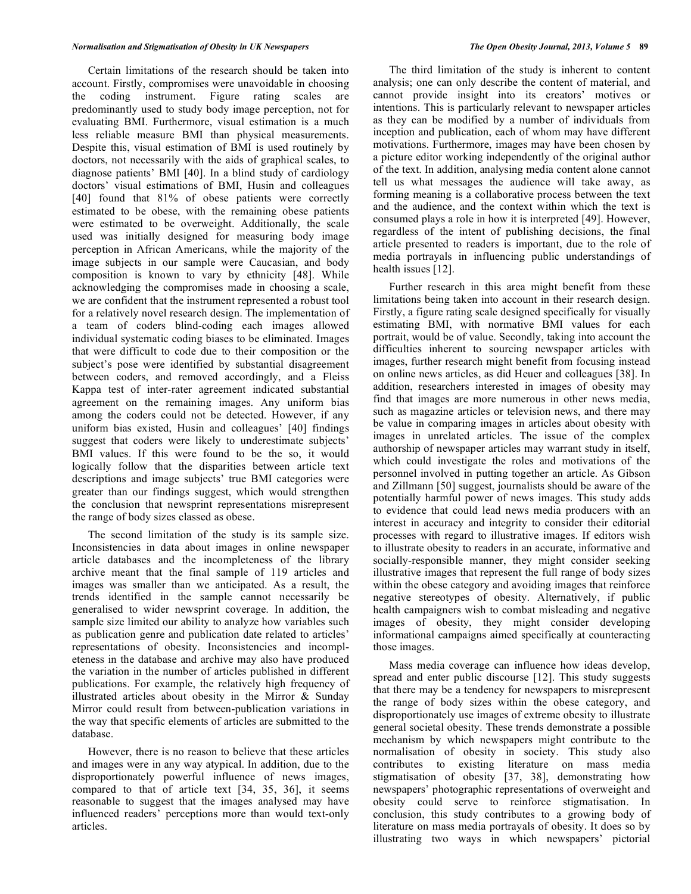Certain limitations of the research should be taken into account. Firstly, compromises were unavoidable in choosing the coding instrument. Figure rating scales are predominantly used to study body image perception, not for evaluating BMI. Furthermore, visual estimation is a much less reliable measure BMI than physical measurements. Despite this, visual estimation of BMI is used routinely by doctors, not necessarily with the aids of graphical scales, to diagnose patients' BMI [40]. In a blind study of cardiology doctors' visual estimations of BMI, Husin and colleagues [40] found that 81% of obese patients were correctly estimated to be obese, with the remaining obese patients were estimated to be overweight. Additionally, the scale used was initially designed for measuring body image perception in African Americans, while the majority of the image subjects in our sample were Caucasian, and body composition is known to vary by ethnicity [48]. While acknowledging the compromises made in choosing a scale, we are confident that the instrument represented a robust tool for a relatively novel research design. The implementation of a team of coders blind-coding each images allowed individual systematic coding biases to be eliminated. Images that were difficult to code due to their composition or the subject's pose were identified by substantial disagreement between coders, and removed accordingly, and a Fleiss Kappa test of inter-rater agreement indicated substantial agreement on the remaining images. Any uniform bias among the coders could not be detected. However, if any uniform bias existed, Husin and colleagues' [40] findings suggest that coders were likely to underestimate subjects' BMI values. If this were found to be the so, it would logically follow that the disparities between article text descriptions and image subjects' true BMI categories were greater than our findings suggest, which would strengthen the conclusion that newsprint representations misrepresent the range of body sizes classed as obese.

The second limitation of the study is its sample size. Inconsistencies in data about images in online newspaper article databases and the incompleteness of the library archive meant that the final sample of 119 articles and images was smaller than we anticipated. As a result, the trends identified in the sample cannot necessarily be generalised to wider newsprint coverage. In addition, the sample size limited our ability to analyze how variables such as publication genre and publication date related to articles' representations of obesity. Inconsistencies and incompleteness in the database and archive may also have produced the variation in the number of articles published in different publications. For example, the relatively high frequency of illustrated articles about obesity in the Mirror & Sunday Mirror could result from between-publication variations in the way that specific elements of articles are submitted to the database.

However, there is no reason to believe that these articles and images were in any way atypical. In addition, due to the disproportionately powerful influence of news images, compared to that of article text [34, 35, 36], it seems reasonable to suggest that the images analysed may have influenced readers' perceptions more than would text-only articles.

The third limitation of the study is inherent to content analysis; one can only describe the content of material, and cannot provide insight into its creators' motives or intentions. This is particularly relevant to newspaper articles as they can be modified by a number of individuals from inception and publication, each of whom may have different motivations. Furthermore, images may have been chosen by a picture editor working independently of the original author of the text. In addition, analysing media content alone cannot tell us what messages the audience will take away, as forming meaning is a collaborative process between the text and the audience, and the context within which the text is consumed plays a role in how it is interpreted [49]. However, regardless of the intent of publishing decisions, the final article presented to readers is important, due to the role of media portrayals in influencing public understandings of health issues [12].

Further research in this area might benefit from these limitations being taken into account in their research design. Firstly, a figure rating scale designed specifically for visually estimating BMI, with normative BMI values for each portrait, would be of value. Secondly, taking into account the difficulties inherent to sourcing newspaper articles with images, further research might benefit from focusing instead on online news articles, as did Heuer and colleagues [38]. In addition, researchers interested in images of obesity may find that images are more numerous in other news media, such as magazine articles or television news, and there may be value in comparing images in articles about obesity with images in unrelated articles. The issue of the complex authorship of newspaper articles may warrant study in itself, which could investigate the roles and motivations of the personnel involved in putting together an article. As Gibson and Zillmann [50] suggest, journalists should be aware of the potentially harmful power of news images. This study adds to evidence that could lead news media producers with an interest in accuracy and integrity to consider their editorial processes with regard to illustrative images. If editors wish to illustrate obesity to readers in an accurate, informative and socially-responsible manner, they might consider seeking illustrative images that represent the full range of body sizes within the obese category and avoiding images that reinforce negative stereotypes of obesity. Alternatively, if public health campaigners wish to combat misleading and negative images of obesity, they might consider developing informational campaigns aimed specifically at counteracting those images.

Mass media coverage can influence how ideas develop, spread and enter public discourse [12]. This study suggests that there may be a tendency for newspapers to misrepresent the range of body sizes within the obese category, and disproportionately use images of extreme obesity to illustrate general societal obesity. These trends demonstrate a possible mechanism by which newspapers might contribute to the normalisation of obesity in society. This study also contributes to existing literature on mass media stigmatisation of obesity [37, 38], demonstrating how newspapers' photographic representations of overweight and obesity could serve to reinforce stigmatisation. In conclusion, this study contributes to a growing body of literature on mass media portrayals of obesity. It does so by illustrating two ways in which newspapers' pictorial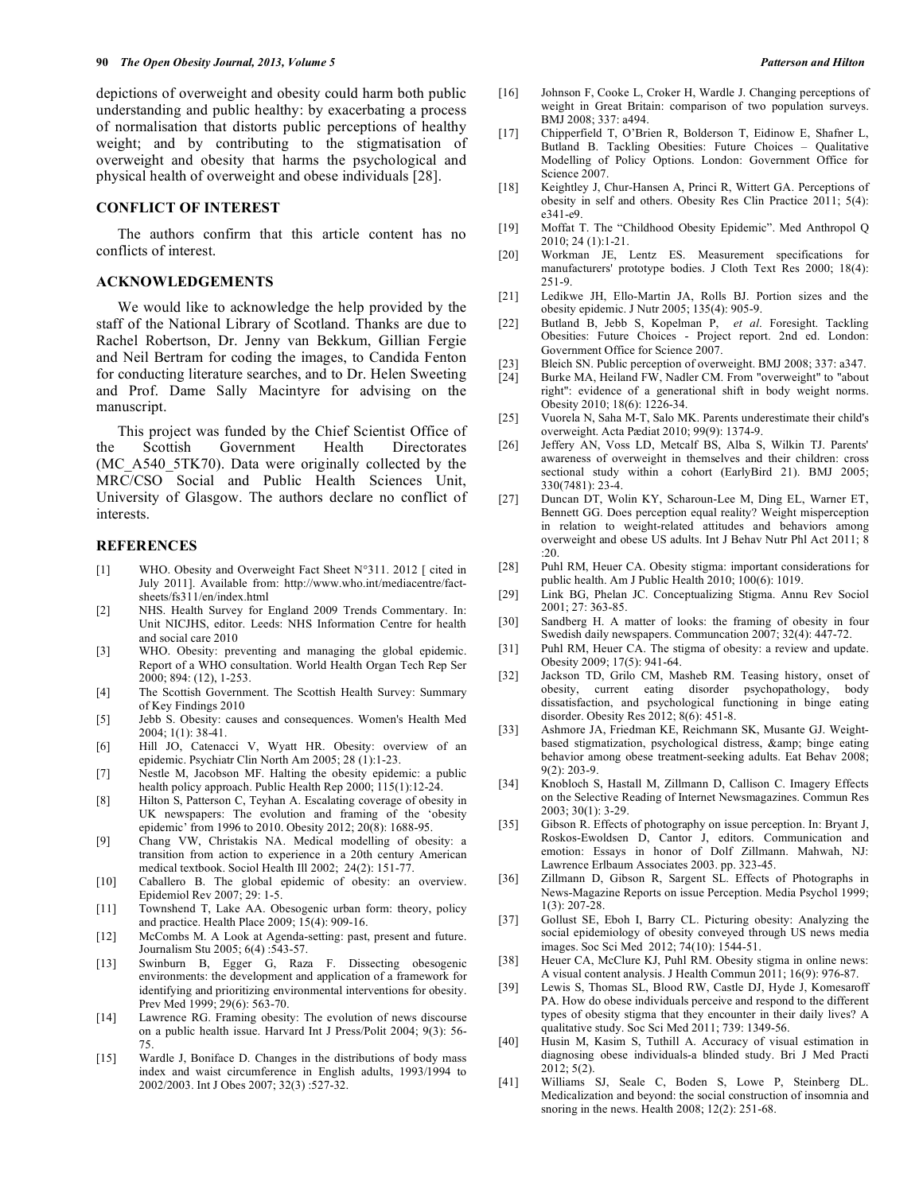depictions of overweight and obesity could harm both public understanding and public healthy: by exacerbating a process of normalisation that distorts public perceptions of healthy weight; and by contributing to the stigmatisation of overweight and obesity that harms the psychological and physical health of overweight and obese individuals [28].

## CONFLICT OF INTEREST

The authors confirm that this article content has no conflicts of interest.

## ACKNOWLEDGEMENTS

We would like to acknowledge the help provided by the staff of the National Library of Scotland. Thanks are due to Rachel Robertson, Dr. Jenny van Bekkum, Gillian Fergie and Neil Bertram for coding the images, to Candida Fenton for conducting literature searches, and to Dr. Helen Sweeting and Prof. Dame Sally Macintyre for advising on the manuscript.

This project was funded by the Chief Scientist Office of the Scottish Government Health Directorates (MC_A540_5TK70). Data were originally collected by the MRC/CSO Social and Public Health Sciences Unit, University of Glasgow. The authors declare no conflict of interests.

## REFERENCES

[1] WHO. Obesity and Overweight Fact Sheet N°311. 2012 [ cited in July 2011]. Available from: http://www.who.int/mediacentre/factsheets/fs311/en/index.html

[2] NHS. Health Survey for England 2009 Trends Commentary. In: Unit NICJHS, editor. Leeds: NHS Information Centre for health and social care 2010

[3] WHO. Obesity: preventing and managing the global epidemic. Report of a WHO consultation. World Health Organ Tech Rep Ser 2000; 894: (12), 1-253.

[4] The Scottish Government. The Scottish Health Survey: Summary of Key Findings 2010

[5] Jebb S. Obesity: causes and consequences. Women's Health Med 2004; 1(1): 38-41.

[6] Hill JO, Catenacci V, Wyatt HR. Obesity: overview of an epidemic. Psychiatr Clin North Am 2005; 28 (1):1-23.

[7] Nestle M, Jacobson MF. Halting the obesity epidemic: a public health policy approach. Public Health Rep 2000; 115(1):12-24.

[8] Hilton S, Patterson C, Teyhan A. Escalating coverage of obesity in UK newspapers: The evolution and framing of the 'obesity epidemic' from 1996 to 2010. Obesity 2012; 20(8): 1688-95.

[9] Chang VW, Christakis NA. Medical modelling of obesity: a transition from action to experience in a 20th century American medical textbook. Sociol Health Ill 2002; 24(2): 151-77.

[10] Caballero B. The global epidemic of obesity: an overview. Epidemiol Rev 2007; 29: 1-5.

[11] Townshend T, Lake AA. Obesogenic urban form: theory, policy and practice. Health Place 2009; 15(4): 909-16.

[12] McCombs M. A Look at Agenda-setting: past, present and future. Journalism Stu 2005; 6(4) :543-57.

[13] Swinburn B, Egger G, Raza F. Dissecting obesogenic environments: the development and application of a framework for identifying and prioritizing environmental interventions for obesity. Prev Med 1999; 29(6): 563-70.

[14] Lawrence RG. Framing obesity: The evolution of news discourse on a public health issue. Harvard Int J Press/Polit 2004; 9(3): 56-75.

[15] Wardle J, Boniface D. Changes in the distributions of body mass index and waist circumference in English adults, 1993/1994 to 2002/2003. Int J Obes 2007; 32(3) :527-32.

[16] Johnson F, Cooke L, Croker H, Wardle J. Changing perceptions of weight in Great Britain: comparison of two population surveys. BMJ 2008; 337: a494.

[17] Chipperfield T, O'Brien R, Bolderson T, Eidinow E, Shafner L, Butland B. Tackling Obesities: Future Choices – Qualitative Modelling of Policy Options. London: Government Office for Science 2007.

[18] Keightley J, Chur-Hansen A, Princi R, Wittert GA. Perceptions of obesity in self and others. Obesity Res Clin Practice 2011; 5(4): e341-e9.

[19] Moffat T. The "Childhood Obesity Epidemic". Med Anthropol Q 2010; 24 (1):1-21.

[20] Workman JE, Lentz ES. Measurement specifications for manufacturers' prototype bodies. J Cloth Text Res 2000; 18(4): 251-9.

[21] Ledikwe JH, Ello-Martin JA, Rolls BJ. Portion sizes and the obesity epidemic. J Nutr 2005; 135(4): 905-9.

[22] Butland B, Jebb S, Kopelman P, *et al*. Foresight. Tackling Obesities: Future Choices - Project report. 2nd ed. London: Government Office for Science 2007.

[23] Bleich SN. Public perception of overweight. BMJ 2008; 337: a347.

[24] Burke MA, Heiland FW, Nadler CM. From "overweight" to "about right": evidence of a generational shift in body weight norms. Obesity 2010; 18(6): 1226-34.

[25] Vuorela N, Saha M-T, Salo MK. Parents underestimate their child's overweight. Acta Pædiat 2010; 99(9): 1374-9.

[26] Jeffery AN, Voss LD, Metcalf BS, Alba S, Wilkin TJ. Parents' awareness of overweight in themselves and their children: cross sectional study within a cohort (EarlyBird 21). BMJ 2005; 330(7481): 23-4.

[27] Duncan DT, Wolin KY, Scharoun-Lee M, Ding EL, Warner ET, Bennett GG. Does perception equal reality? Weight misperception in relation to weight-related attitudes and behaviors among overweight and obese US adults. Int J Behav Nutr Phl Act 2011; 8 :20.

[28] Puhl RM, Heuer CA. Obesity stigma: important considerations for public health. Am J Public Health 2010; 100(6): 1019.

[29] Link BG, Phelan JC. Conceptualizing Stigma. Annu Rev Sociol 2001; 27: 363-85.

[30] Sandberg H. A matter of looks: the framing of obesity in four Swedish daily newspapers. Communcation 2007; 32(4): 447-72.

[31] Puhl RM, Heuer CA. The stigma of obesity: a review and update. Obesity 2009; 17(5): 941-64.

[32] Jackson TD, Grilo CM, Masheb RM. Teasing history, onset of obesity, current eating disorder psychopathology, body dissatisfaction, and psychological functioning in binge eating disorder. Obesity Res 2012; 8(6): 451-8.

[33] Ashmore JA, Friedman KE, Reichmann SK, Musante GJ. Weight-based stigmatization, psychological distress, &amp; binge eating behavior among obese treatment-seeking adults. Eat Behav 2008; 9(2): 203-9.

[34] Knobloch S, Hastall M, Zillmann D, Callison C. Imagery Effects on the Selective Reading of Internet Newsmagazines. Commun Res 2003; 30(1): 3-29.

[35] Gibson R. Effects of photography on issue perception. In: Bryant J, Roskos-Ewoldsen D, Cantor J, editors. Communication and emotion: Essays in honor of Dolf Zillmann. Mahwah, NJ: Lawrence Erlbaum Associates 2003. pp. 323-45.

[36] Zillmann D, Gibson R, Sargent SL. Effects of Photographs in News-Magazine Reports on issue Perception. Media Psychol 1999; 1(3): 207-28.

[37] Gollust SE, Eboh I, Barry CL. Picturing obesity: Analyzing the social epidemiology of obesity conveyed through US news media images. Soc Sci Med 2012; 74(10): 1544-51.

[38] Heuer CA, McClure KJ, Puhl RM. Obesity stigma in online news: A visual content analysis. J Health Commun 2011; 16(9): 976-87.

[39] Lewis S, Thomas SL, Blood RW, Castle DJ, Hyde J, Komesaroff PA. How do obese individuals perceive and respond to the different types of obesity stigma that they encounter in their daily lives? A qualitative study. Soc Sci Med 2011; 739: 1349-56.

[40] Husin M, Kasim S, Tuthill A. Accuracy of visual estimation in diagnosing obese individuals-a blinded study. Bri J Med Practi 2012; 5(2).

[41] Williams SJ, Seale C, Boden S, Lowe P, Steinberg DL. Medicalization and beyond: the social construction of insomnia and snoring in the news. Health 2008; 12(2): 251-68.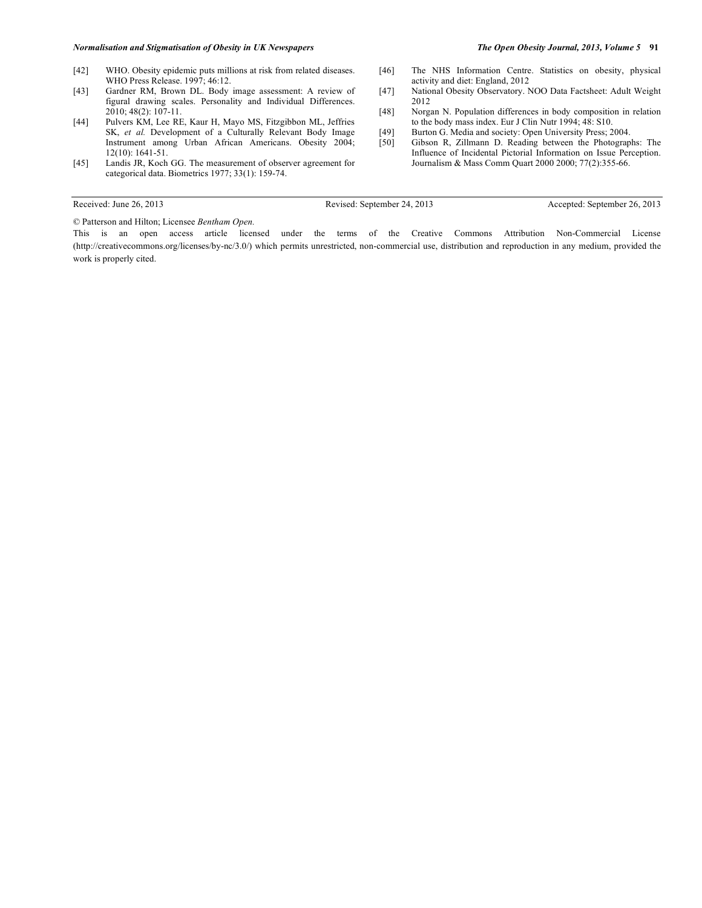[42] WHO. Obesity epidemic puts millions at risk from related diseases. WHO Press Release. 1997; 46:12.

[43] Gardner RM, Brown DL. Body image assessment: A review of figural drawing scales. Personality and Individual Differences. 2010; 48(2): 107-11.

[44] Pulvers KM, Lee RE, Kaur H, Mayo MS, Fitzgibbon ML, Jeffries SK, *et al.* Development of a Culturally Relevant Body Image Instrument among Urban African Americans. Obesity 2004; 12(10): 1641-51.

[45] Landis JR, Koch GG. The measurement of observer agreement for categorical data. Biometrics 1977; 33(1): 159-74.

[46] The NHS Information Centre. Statistics on obesity, physical activity and diet: England, 2012

[47] National Obesity Observatory. NOO Data Factsheet: Adult Weight 2012

[48] Norgan N. Population differences in body composition in relation to the body mass index. Eur J Clin Nutr 1994; 48: S10.

[49] Burton G. Media and society: Open University Press; 2004.

[50] Gibson R, Zillmann D. Reading between the Photographs: The Influence of Incidental Pictorial Information on Issue Perception. Journalism & Mass Comm Quart 2000 2000; 77(2):355-66.

Received: June 26, 2013 Revised: September 24, 2013 Accepted: September 26, 2013

© Patterson and Hilton; Licensee *Bentham Open.*

This is an open access article licensed under the terms of the Creative Commons Attribution Non-Commercial License (http://creativecommons.org/licenses/by-nc/3.0/) which permits unrestricted, non-commercial use, distribution and reproduction in any medium, provided the work is properly cited.